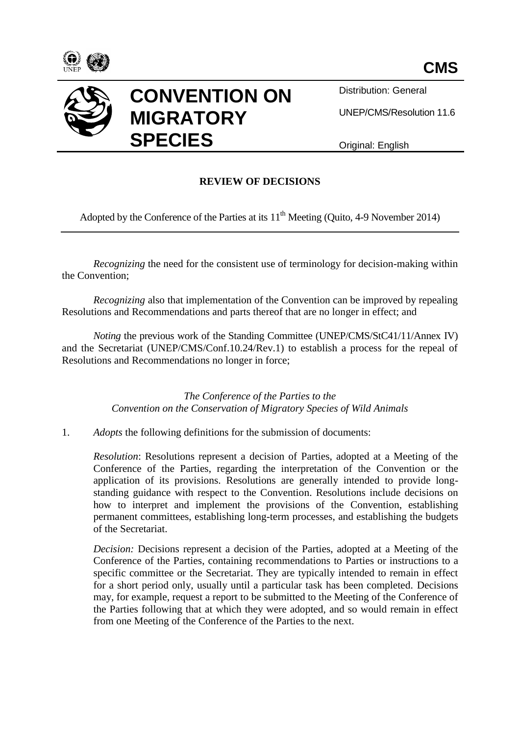CMS

# CONVENTION ON MIGRATORY SPECIES

Distribution: General

UNEP/CMS/Resolution 11.6

Original: English

## REVIEW OF DECISIONS

Adopted by the Conference of the Parties at its 11th Meeting (Quito, 4-9 November 2014)

*Recognizing* the need for the consistent use of terminology for decision-making within the Convention;

*Recognizing* also that implementation of the Convention can be improved by repealing Resolutions and Recommendations and parts thereof that are no longer in effect; and

*Noting* the previous work of the Standing Committee (UNEP/CMS/StC41/11/Annex IV) and the Secretariat (UNEP/CMS/Conf.10.24/Rev.1) to establish a process for the repeal of Resolutions and Recommendations no longer in force;

*The Conference of the Parties to the Convention on the Conservation of Migratory Species of Wild Animals*

1. *Adopts* the following definitions for the submission of documents:

   *Resolution*: Resolutions represent a decision of Parties, adopted at a Meeting of the Conference of the Parties, regarding the interpretation of the Convention or the application of its provisions. Resolutions are generally intended to provide long-standing guidance with respect to the Convention. Resolutions include decisions on how to interpret and implement the provisions of the Convention, establishing permanent committees, establishing long-term processes, and establishing the budgets of the Secretariat.

   *Decision:* Decisions represent a decision of the Parties, adopted at a Meeting of the Conference of the Parties, containing recommendations to Parties or instructions to a specific committee or the Secretariat. They are typically intended to remain in effect for a short period only, usually until a particular task has been completed. Decisions may, for example, request a report to be submitted to the Meeting of the Conference of the Parties following that at which they were adopted, and so would remain in effect from one Meeting of the Conference of the Parties to the next.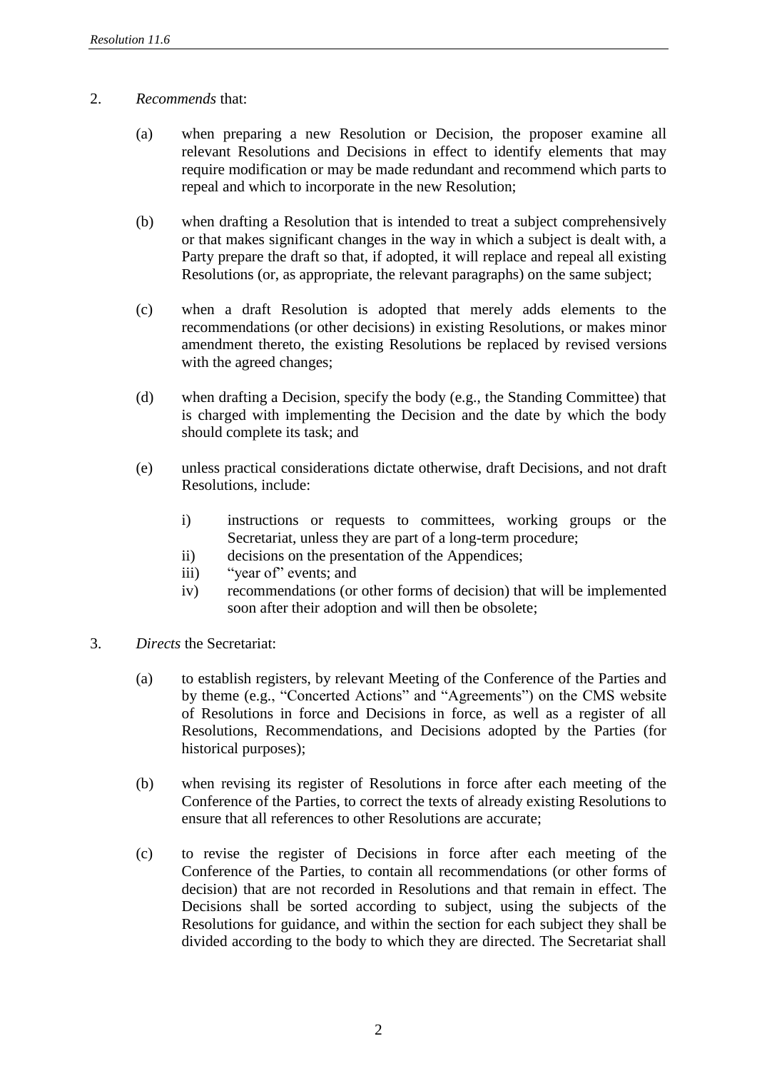2. *Recommends* that:

   (a) when preparing a new Resolution or Decision, the proposer examine all relevant Resolutions and Decisions in effect to identify elements that may require modification or may be made redundant and recommend which parts to repeal and which to incorporate in the new Resolution;

   (b) when drafting a Resolution that is intended to treat a subject comprehensively or that makes significant changes in the way in which a subject is dealt with, a Party prepare the draft so that, if adopted, it will replace and repeal all existing Resolutions (or, as appropriate, the relevant paragraphs) on the same subject;

   (c) when a draft Resolution is adopted that merely adds elements to the recommendations (or other decisions) in existing Resolutions, or makes minor amendment thereto, the existing Resolutions be replaced by revised versions with the agreed changes;

   (d) when drafting a Decision, specify the body (e.g., the Standing Committee) that is charged with implementing the Decision and the date by which the body should complete its task; and

   (e) unless practical considerations dictate otherwise, draft Decisions, and not draft Resolutions, include:

      i) instructions or requests to committees, working groups or the Secretariat, unless they are part of a long-term procedure;
      ii) decisions on the presentation of the Appendices;
      iii) "year of" events; and
      iv) recommendations (or other forms of decision) that will be implemented soon after their adoption and will then be obsolete;

3. *Directs* the Secretariat:

   (a) to establish registers, by relevant Meeting of the Conference of the Parties and by theme (e.g., "Concerted Actions" and "Agreements") on the CMS website of Resolutions in force and Decisions in force, as well as a register of all Resolutions, Recommendations, and Decisions adopted by the Parties (for historical purposes);

   (b) when revising its register of Resolutions in force after each meeting of the Conference of the Parties, to correct the texts of already existing Resolutions to ensure that all references to other Resolutions are accurate;

   (c) to revise the register of Decisions in force after each meeting of the Conference of the Parties, to contain all recommendations (or other forms of decision) that are not recorded in Resolutions and that remain in effect. The Decisions shall be sorted according to subject, using the subjects of the Resolutions for guidance, and within the section for each subject they shall be divided according to the body to which they are directed. The Secretariat shall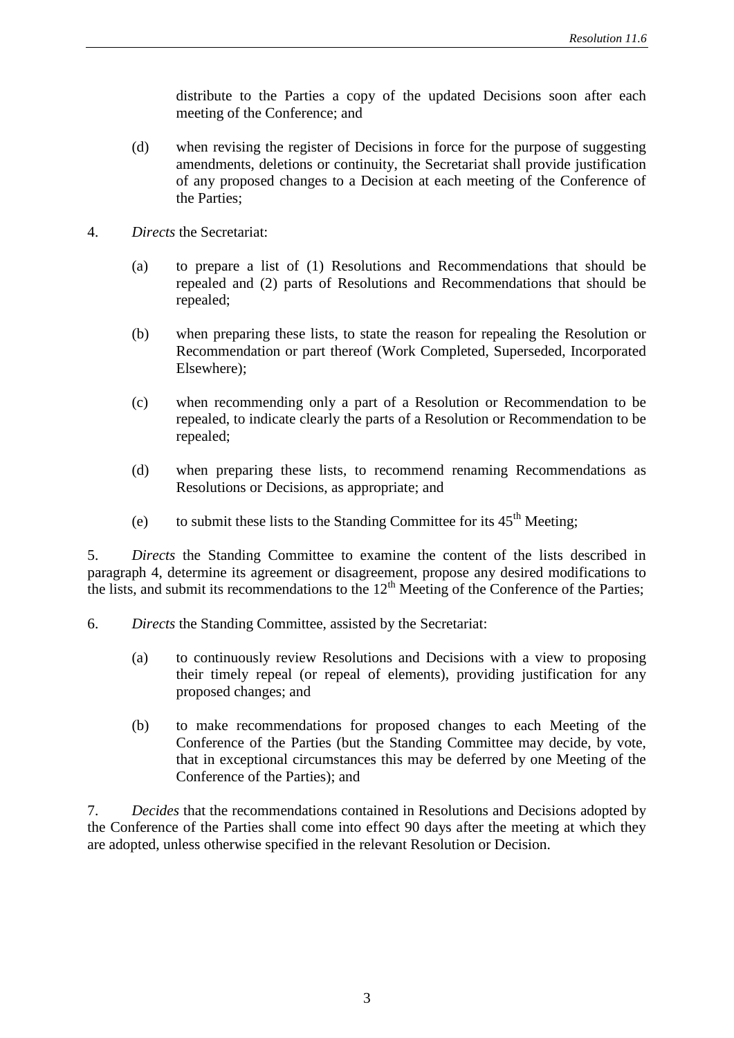distribute to the Parties a copy of the updated Decisions soon after each meeting of the Conference; and

(d) when revising the register of Decisions in force for the purpose of suggesting amendments, deletions or continuity, the Secretariat shall provide justification of any proposed changes to a Decision at each meeting of the Conference of the Parties;

4. *Directs* the Secretariat:

(a) to prepare a list of (1) Resolutions and Recommendations that should be repealed and (2) parts of Resolutions and Recommendations that should be repealed;

(b) when preparing these lists, to state the reason for repealing the Resolution or Recommendation or part thereof (Work Completed, Superseded, Incorporated Elsewhere);

(c) when recommending only a part of a Resolution or Recommendation to be repealed, to indicate clearly the parts of a Resolution or Recommendation to be repealed;

(d) when preparing these lists, to recommend renaming Recommendations as Resolutions or Decisions, as appropriate; and

(e) to submit these lists to the Standing Committee for its 45th Meeting;

5. *Directs* the Standing Committee to examine the content of the lists described in paragraph 4, determine its agreement or disagreement, propose any desired modifications to the lists, and submit its recommendations to the 12th Meeting of the Conference of the Parties;

6. *Directs* the Standing Committee, assisted by the Secretariat:

(a) to continuously review Resolutions and Decisions with a view to proposing their timely repeal (or repeal of elements), providing justification for any proposed changes; and

(b) to make recommendations for proposed changes to each Meeting of the Conference of the Parties (but the Standing Committee may decide, by vote, that in exceptional circumstances this may be deferred by one Meeting of the Conference of the Parties); and

7. *Decides* that the recommendations contained in Resolutions and Decisions adopted by the Conference of the Parties shall come into effect 90 days after the meeting at which they are adopted, unless otherwise specified in the relevant Resolution or Decision.